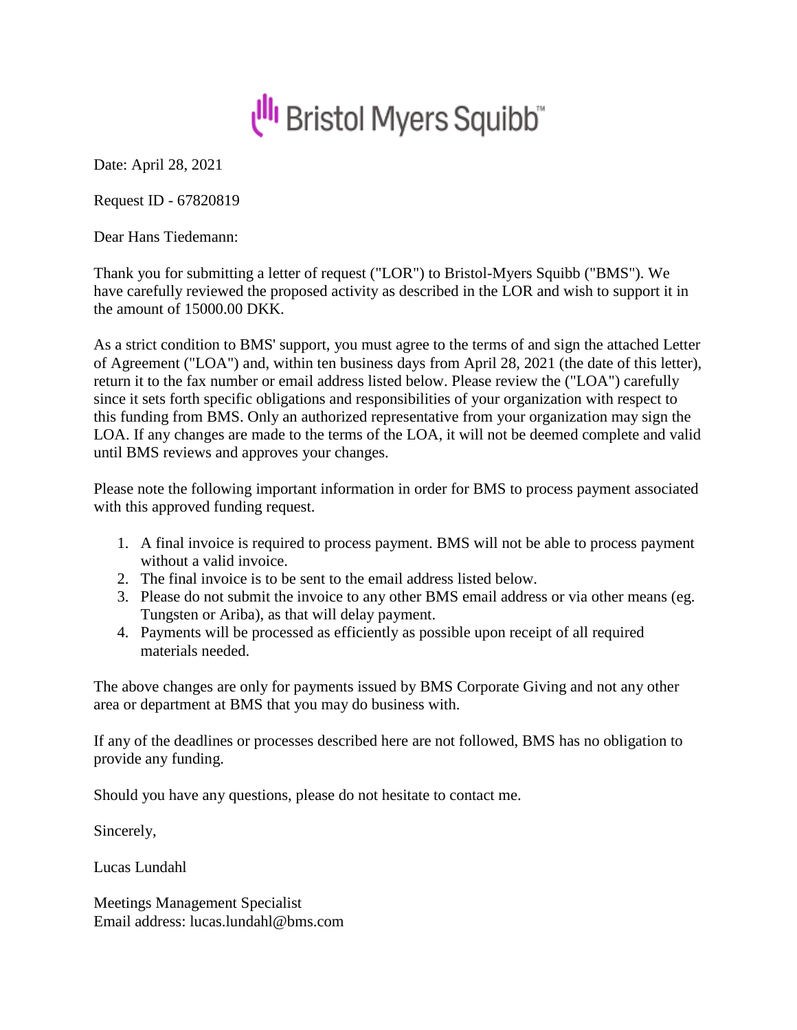Bristol Myers Squibb™

Date: April 28, 2021

Request ID - 67820819

Dear Hans Tiedemann:

Thank you for submitting a letter of request ("LOR") to Bristol-Myers Squibb ("BMS"). We have carefully reviewed the proposed activity as described in the LOR and wish to support it in the amount of 15000.00 DKK.

As a strict condition to BMS' support, you must agree to the terms of and sign the attached Letter of Agreement ("LOA") and, within ten business days from April 28, 2021 (the date of this letter), return it to the fax number or email address listed below. Please review the ("LOA") carefully since it sets forth specific obligations and responsibilities of your organization with respect to this funding from BMS. Only an authorized representative from your organization may sign the LOA. If any changes are made to the terms of the LOA, it will not be deemed complete and valid until BMS reviews and approves your changes.

Please note the following important information in order for BMS to process payment associated with this approved funding request.

1. A final invoice is required to process payment. BMS will not be able to process payment without a valid invoice.
2. The final invoice is to be sent to the email address listed below.
3. Please do not submit the invoice to any other BMS email address or via other means (eg. Tungsten or Ariba), as that will delay payment.
4. Payments will be processed as efficiently as possible upon receipt of all required materials needed.

The above changes are only for payments issued by BMS Corporate Giving and not any other area or department at BMS that you may do business with.

If any of the deadlines or processes described here are not followed, BMS has no obligation to provide any funding.

Should you have any questions, please do not hesitate to contact me.

Sincerely,

Lucas Lundahl

Meetings Management Specialist
Email address: lucas.lundahl@bms.com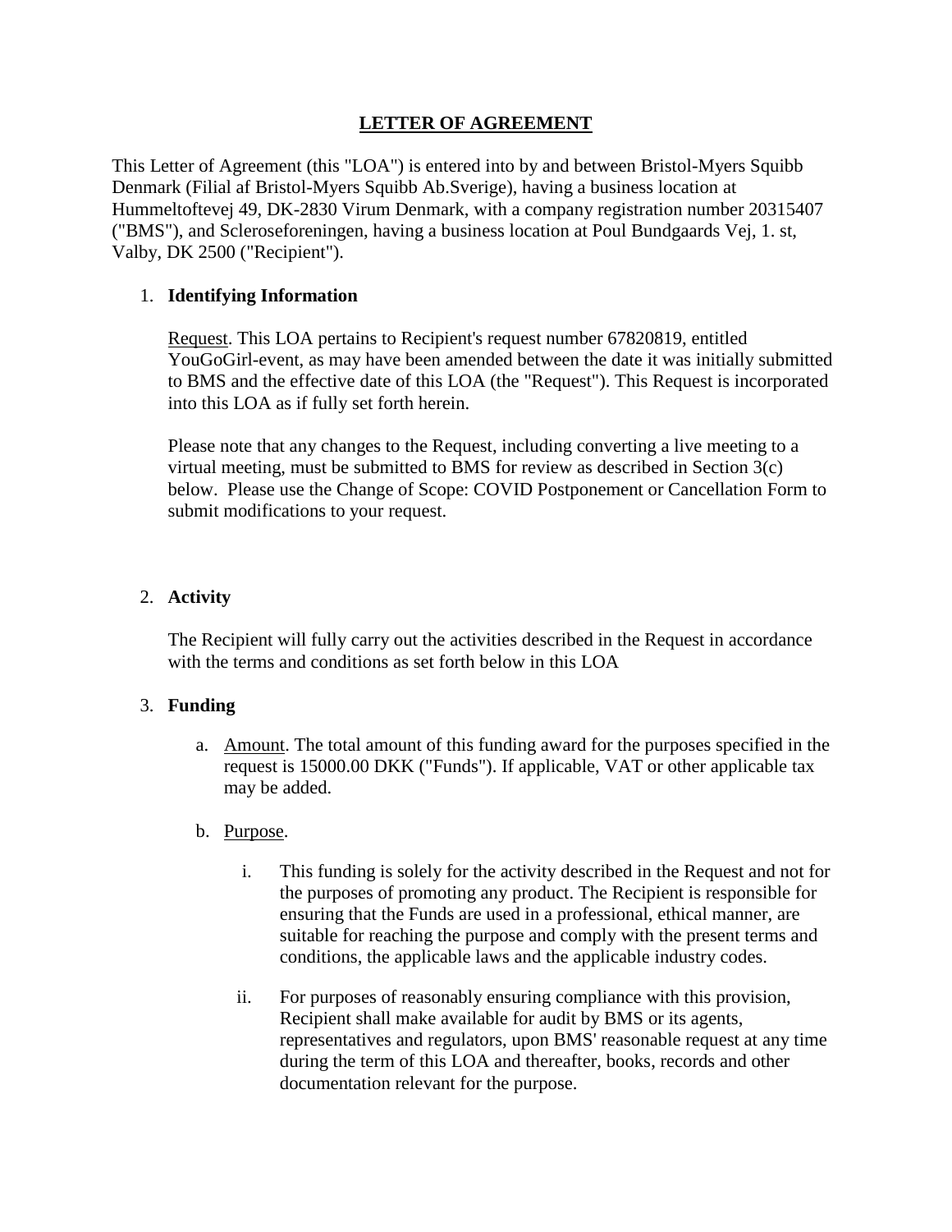# LETTER OF AGREEMENT

This Letter of Agreement (this "LOA") is entered into by and between Bristol-Myers Squibb Denmark (Filial af Bristol-Myers Squibb Ab.Sverige), having a business location at Hummeltoftevej 49, DK-2830 Virum Denmark, with a company registration number 20315407 ("BMS"), and Scleroseforeningen, having a business location at Poul Bundgaards Vej, 1. st, Valby, DK 2500 ("Recipient").

1. **Identifying Information**

   Request. This LOA pertains to Recipient's request number 67820819, entitled YouGoGirl-event, as may have been amended between the date it was initially submitted to BMS and the effective date of this LOA (the "Request"). This Request is incorporated into this LOA as if fully set forth herein.

   Please note that any changes to the Request, including converting a live meeting to a virtual meeting, must be submitted to BMS for review as described in Section 3(c) below. Please use the Change of Scope: COVID Postponement or Cancellation Form to submit modifications to your request.

2. **Activity**

   The Recipient will fully carry out the activities described in the Request in accordance with the terms and conditions as set forth below in this LOA

3. **Funding**

   a. Amount. The total amount of this funding award for the purposes specified in the request is 15000.00 DKK ("Funds"). If applicable, VAT or other applicable tax may be added.

   b. Purpose.

      i. This funding is solely for the activity described in the Request and not for the purposes of promoting any product. The Recipient is responsible for ensuring that the Funds are used in a professional, ethical manner, are suitable for reaching the purpose and comply with the present terms and conditions, the applicable laws and the applicable industry codes.

      ii. For purposes of reasonably ensuring compliance with this provision, Recipient shall make available for audit by BMS or its agents, representatives and regulators, upon BMS' reasonable request at any time during the term of this LOA and thereafter, books, records and other documentation relevant for the purpose.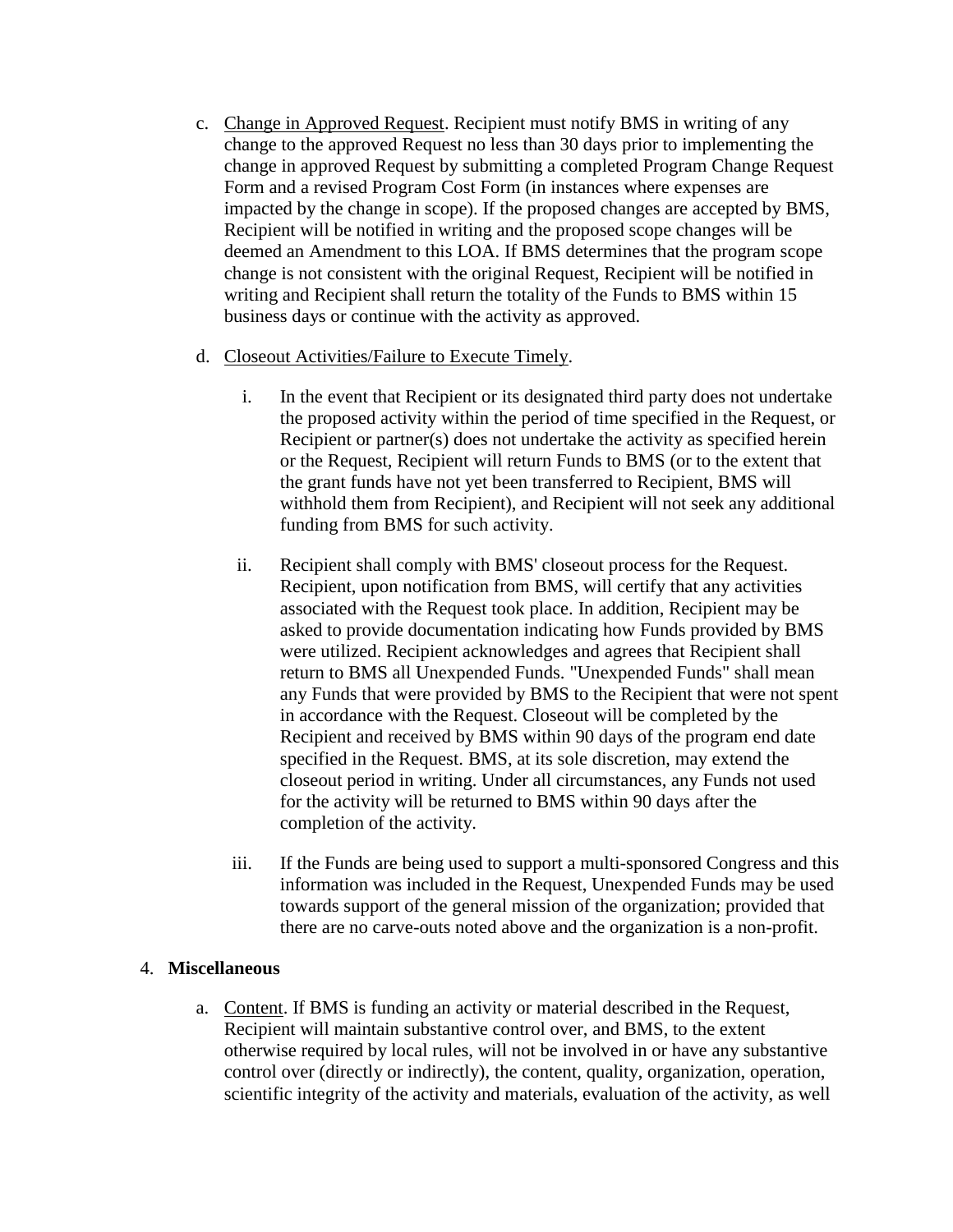c. Change in Approved Request. Recipient must notify BMS in writing of any change to the approved Request no less than 30 days prior to implementing the change in approved Request by submitting a completed Program Change Request Form and a revised Program Cost Form (in instances where expenses are impacted by the change in scope). If the proposed changes are accepted by BMS, Recipient will be notified in writing and the proposed scope changes will be deemed an Amendment to this LOA. If BMS determines that the program scope change is not consistent with the original Request, Recipient will be notified in writing and Recipient shall return the totality of the Funds to BMS within 15 business days or continue with the activity as approved.

d. Closeout Activities/Failure to Execute Timely.

   i. In the event that Recipient or its designated third party does not undertake the proposed activity within the period of time specified in the Request, or Recipient or partner(s) does not undertake the activity as specified herein or the Request, Recipient will return Funds to BMS (or to the extent that the grant funds have not yet been transferred to Recipient, BMS will withhold them from Recipient), and Recipient will not seek any additional funding from BMS for such activity.

   ii. Recipient shall comply with BMS' closeout process for the Request. Recipient, upon notification from BMS, will certify that any activities associated with the Request took place. In addition, Recipient may be asked to provide documentation indicating how Funds provided by BMS were utilized. Recipient acknowledges and agrees that Recipient shall return to BMS all Unexpended Funds. "Unexpended Funds" shall mean any Funds that were provided by BMS to the Recipient that were not spent in accordance with the Request. Closeout will be completed by the Recipient and received by BMS within 90 days of the program end date specified in the Request. BMS, at its sole discretion, may extend the closeout period in writing. Under all circumstances, any Funds not used for the activity will be returned to BMS within 90 days after the completion of the activity.

   iii. If the Funds are being used to support a multi-sponsored Congress and this information was included in the Request, Unexpended Funds may be used towards support of the general mission of the organization; provided that there are no carve-outs noted above and the organization is a non-profit.

4. **Miscellaneous**

a. Content. If BMS is funding an activity or material described in the Request, Recipient will maintain substantive control over, and BMS, to the extent otherwise required by local rules, will not be involved in or have any substantive control over (directly or indirectly), the content, quality, organization, operation, scientific integrity of the activity and materials, evaluation of the activity, as well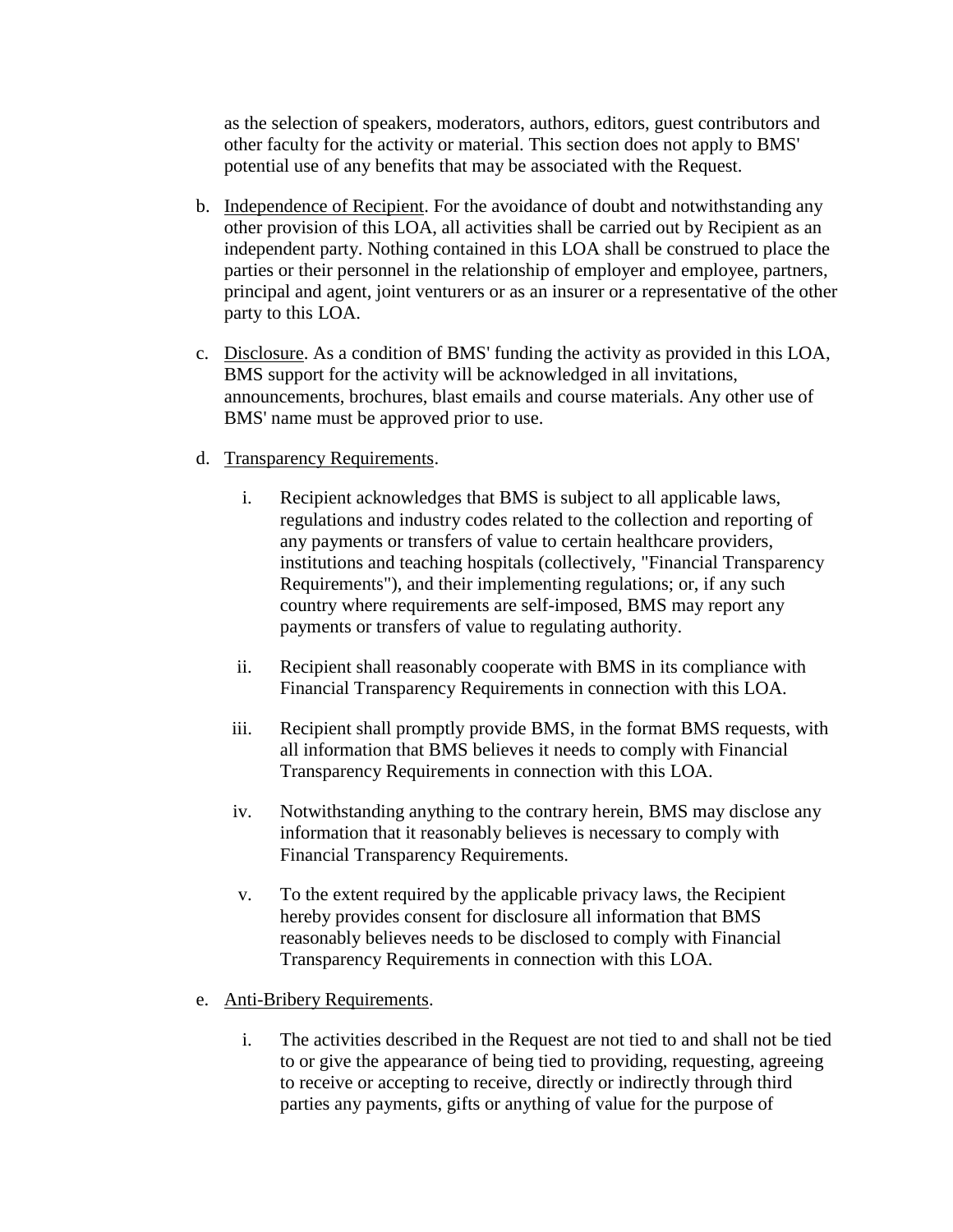as the selection of speakers, moderators, authors, editors, guest contributors and other faculty for the activity or material. This section does not apply to BMS' potential use of any benefits that may be associated with the Request.

b. Independence of Recipient. For the avoidance of doubt and notwithstanding any other provision of this LOA, all activities shall be carried out by Recipient as an independent party. Nothing contained in this LOA shall be construed to place the parties or their personnel in the relationship of employer and employee, partners, principal and agent, joint venturers or as an insurer or a representative of the other party to this LOA.

c. Disclosure. As a condition of BMS' funding the activity as provided in this LOA, BMS support for the activity will be acknowledged in all invitations, announcements, brochures, blast emails and course materials. Any other use of BMS' name must be approved prior to use.

d. Transparency Requirements.

   i. Recipient acknowledges that BMS is subject to all applicable laws, regulations and industry codes related to the collection and reporting of any payments or transfers of value to certain healthcare providers, institutions and teaching hospitals (collectively, "Financial Transparency Requirements"), and their implementing regulations; or, if any such country where requirements are self-imposed, BMS may report any payments or transfers of value to regulating authority.

   ii. Recipient shall reasonably cooperate with BMS in its compliance with Financial Transparency Requirements in connection with this LOA.

   iii. Recipient shall promptly provide BMS, in the format BMS requests, with all information that BMS believes it needs to comply with Financial Transparency Requirements in connection with this LOA.

   iv. Notwithstanding anything to the contrary herein, BMS may disclose any information that it reasonably believes is necessary to comply with Financial Transparency Requirements.

   v. To the extent required by the applicable privacy laws, the Recipient hereby provides consent for disclosure all information that BMS reasonably believes needs to be disclosed to comply with Financial Transparency Requirements in connection with this LOA.

e. Anti-Bribery Requirements.

   i. The activities described in the Request are not tied to and shall not be tied to or give the appearance of being tied to providing, requesting, agreeing to receive or accepting to receive, directly or indirectly through third parties any payments, gifts or anything of value for the purpose of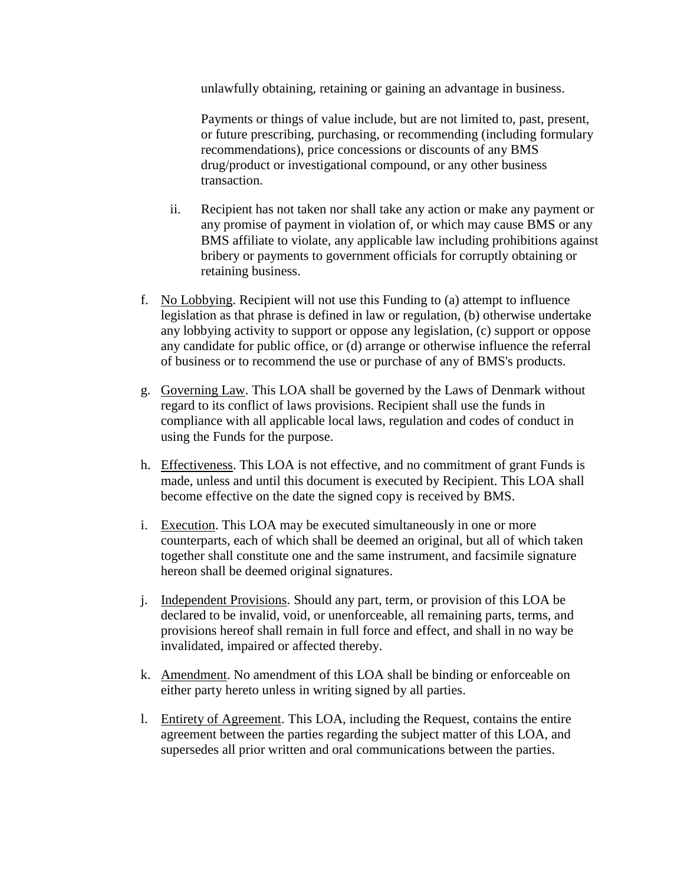unlawfully obtaining, retaining or gaining an advantage in business.

Payments or things of value include, but are not limited to, past, present, or future prescribing, purchasing, or recommending (including formulary recommendations), price concessions or discounts of any BMS drug/product or investigational compound, or any other business transaction.

ii. Recipient has not taken nor shall take any action or make any payment or any promise of payment in violation of, or which may cause BMS or any BMS affiliate to violate, any applicable law including prohibitions against bribery or payments to government officials for corruptly obtaining or retaining business.

f. No Lobbying. Recipient will not use this Funding to (a) attempt to influence legislation as that phrase is defined in law or regulation, (b) otherwise undertake any lobbying activity to support or oppose any legislation, (c) support or oppose any candidate for public office, or (d) arrange or otherwise influence the referral of business or to recommend the use or purchase of any of BMS's products.

g. Governing Law. This LOA shall be governed by the Laws of Denmark without regard to its conflict of laws provisions. Recipient shall use the funds in compliance with all applicable local laws, regulation and codes of conduct in using the Funds for the purpose.

h. Effectiveness. This LOA is not effective, and no commitment of grant Funds is made, unless and until this document is executed by Recipient. This LOA shall become effective on the date the signed copy is received by BMS.

i. Execution. This LOA may be executed simultaneously in one or more counterparts, each of which shall be deemed an original, but all of which taken together shall constitute one and the same instrument, and facsimile signature hereon shall be deemed original signatures.

j. Independent Provisions. Should any part, term, or provision of this LOA be declared to be invalid, void, or unenforceable, all remaining parts, terms, and provisions hereof shall remain in full force and effect, and shall in no way be invalidated, impaired or affected thereby.

k. Amendment. No amendment of this LOA shall be binding or enforceable on either party hereto unless in writing signed by all parties.

l. Entirety of Agreement. This LOA, including the Request, contains the entire agreement between the parties regarding the subject matter of this LOA, and supersedes all prior written and oral communications between the parties.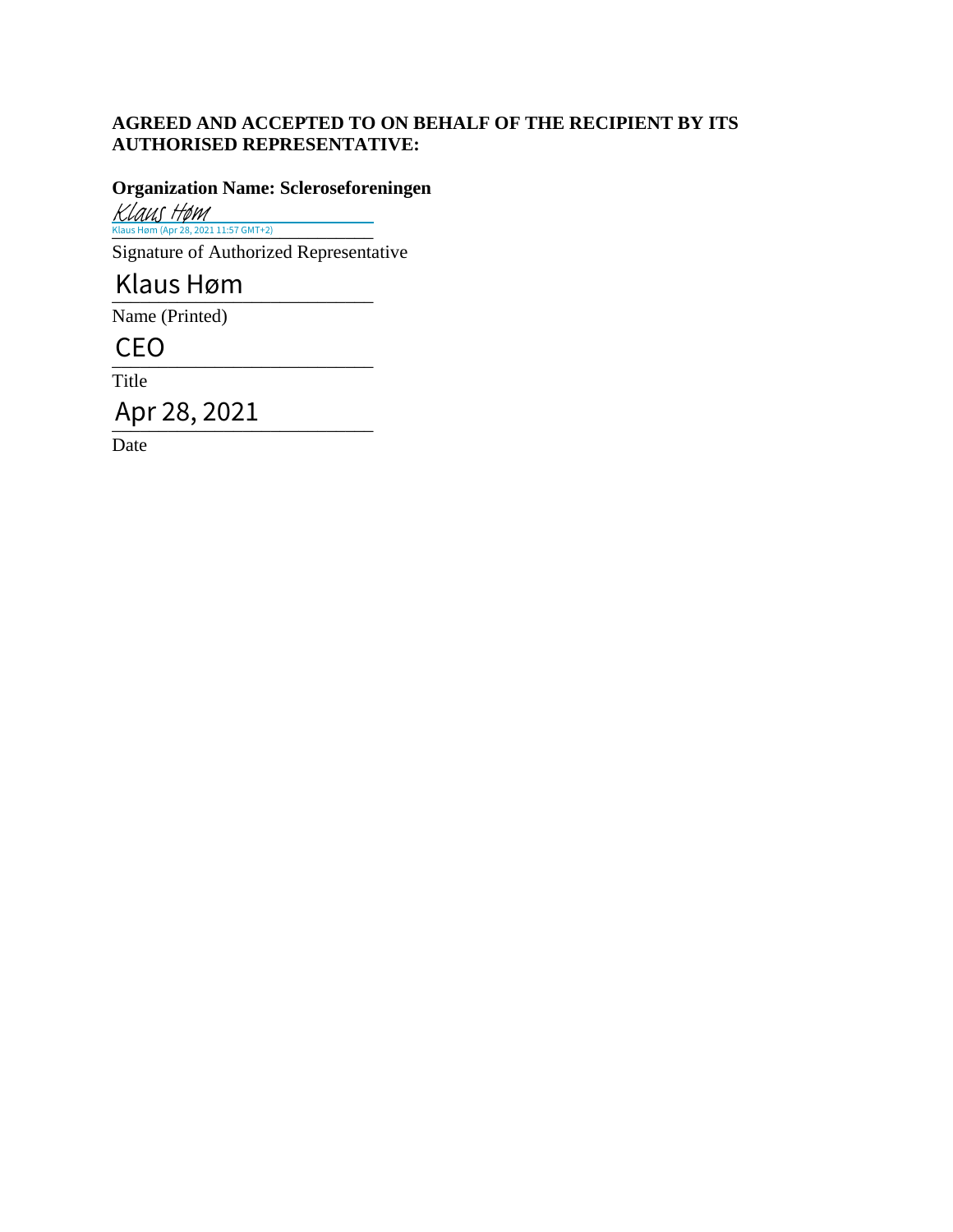**AGREED AND ACCEPTED TO ON BEHALF OF THE RECIPIENT BY ITS AUTHORISED REPRESENTATIVE:**

**Organization Name: Scleroseforeningen**

Klaus Høm
Klaus Høm (Apr 28, 2021 11:57 GMT+2)

Signature of Authorized Representative

Klaus Høm

Name (Printed)

CEO

Title

Apr 28, 2021

Date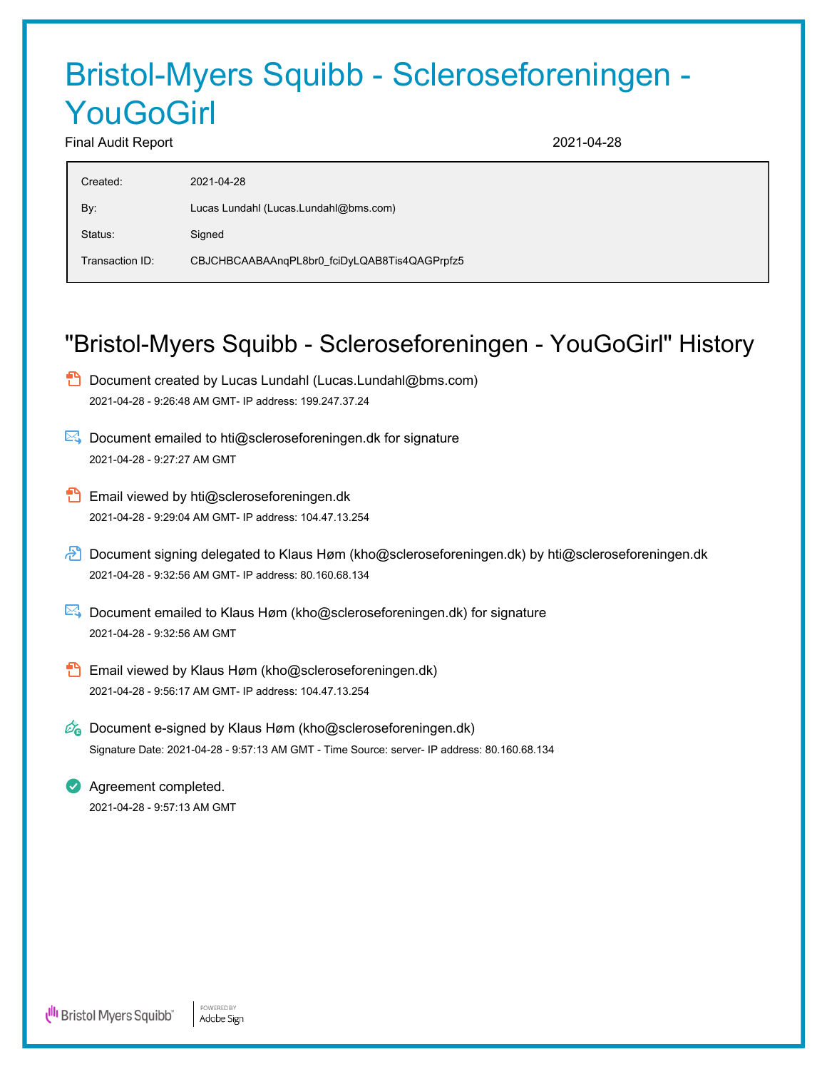# Bristol-Myers Squibb - Scleroseforeningen - YouGoGirl

Final Audit Report 2021-04-28

| | |
|---|---|
| Created: | 2021-04-28 |
| By: | Lucas Lundahl (Lucas.Lundahl@bms.com) |
| Status: | Signed |
| Transaction ID: | CBJCHBCAABAAnqPL8br0_fciDyLQAB8Tis4QAGPrpfz5 |

## "Bristol-Myers Squibb - Scleroseforeningen - YouGoGirl" History

- Document created by Lucas Lundahl (Lucas.Lundahl@bms.com)
  2021-04-28 - 9:26:48 AM GMT- IP address: 199.247.37.24

- Document emailed to hti@scleroseforeningen.dk for signature
  2021-04-28 - 9:27:27 AM GMT

- Email viewed by hti@scleroseforeningen.dk
  2021-04-28 - 9:29:04 AM GMT- IP address: 104.47.13.254

- Document signing delegated to Klaus Høm (kho@scleroseforeningen.dk) by hti@scleroseforeningen.dk
  2021-04-28 - 9:32:56 AM GMT- IP address: 80.160.68.134

- Document emailed to Klaus Høm (kho@scleroseforeningen.dk) for signature
  2021-04-28 - 9:32:56 AM GMT

- Email viewed by Klaus Høm (kho@scleroseforeningen.dk)
  2021-04-28 - 9:56:17 AM GMT- IP address: 104.47.13.254

- Document e-signed by Klaus Høm (kho@scleroseforeningen.dk)
  Signature Date: 2021-04-28 - 9:57:13 AM GMT - Time Source: server- IP address: 80.160.68.134

- Agreement completed.
  2021-04-28 - 9:57:13 AM GMT

Bristol Myers Squibb | POWERED BY Adobe Sign